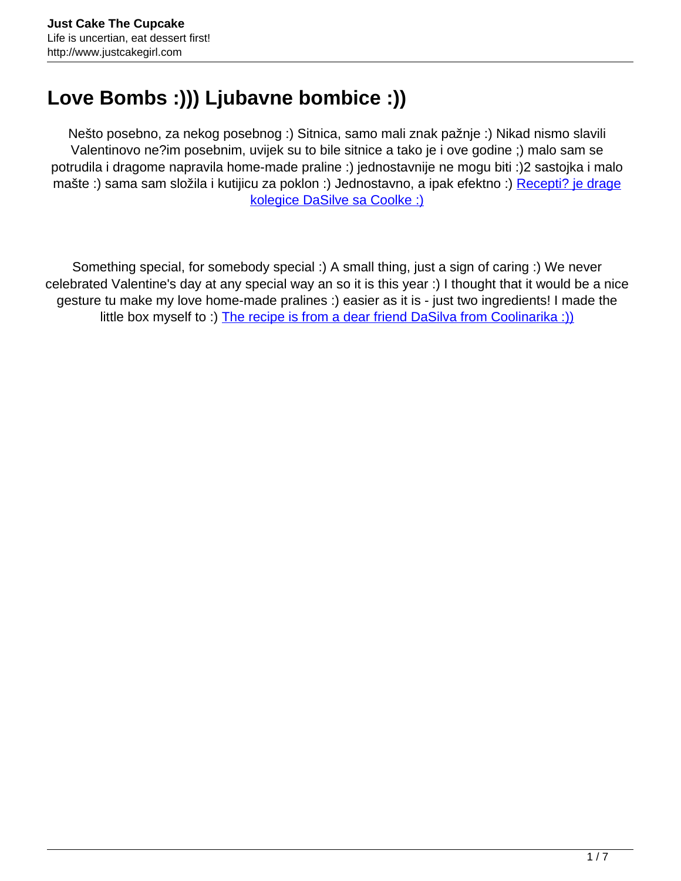# Love Bombs :))) Ljubavne bombice :))

Nešto posebno, za nekog posebnog :) Sitnica, samo mali znak pažnje :) Nikad nismo slavili Valentinovo ne?im posebnim, uvijek su to bile sitnice a tako je i ove godine ;) malo sam se potrudila i dragome napravila home-made praline :) jednostavnije ne mogu biti :)2 sastojka i malo mašte :) sama sam složila i kutijicu za poklon :) Jednostavno, a ipak efektno :) [Recepti? je drage kolegice DaSilve sa Coolke :)]

Something special, for somebody special :) A small thing, just a sign of caring :) We never celebrated Valentine's day at any special way an so it is this year :) I thought that it would be a nice gesture tu make my love home-made pralines :) easier as it is - just two ingredients! I made the little box myself to :) [The recipe is from a dear friend DaSilva from Coolinarika :))]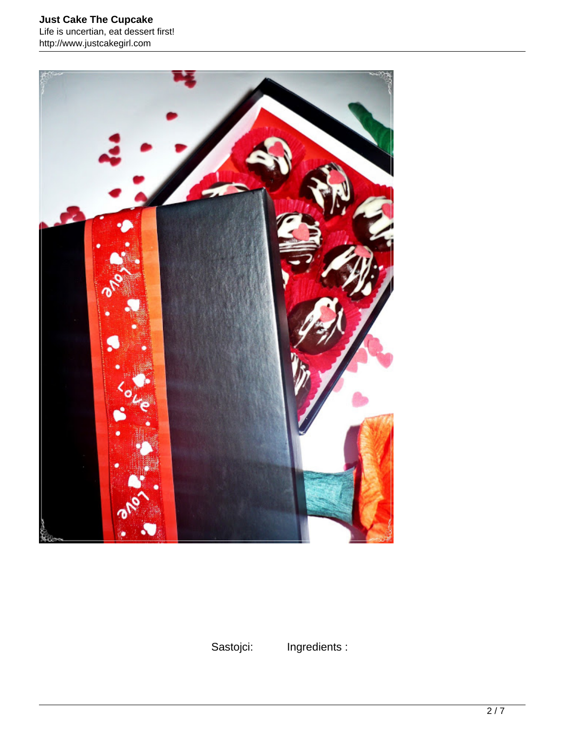Sastojci: Ingredients :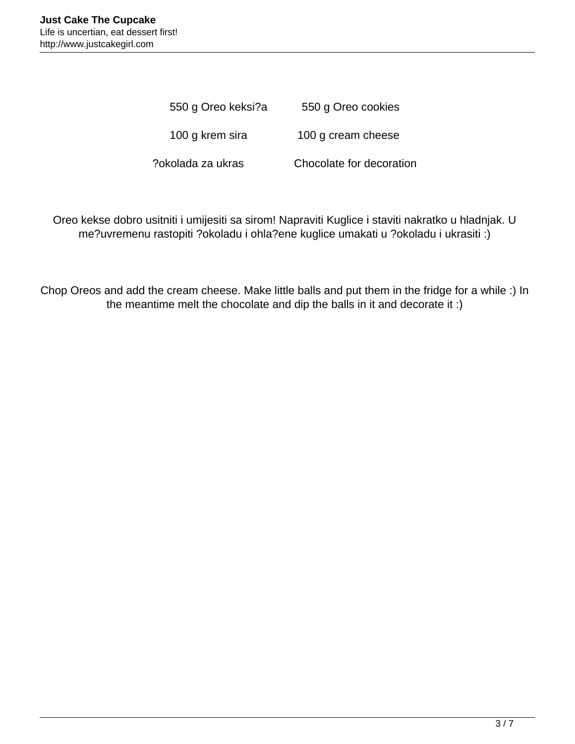| 550 g Oreo keksi?a | 550 g Oreo cookies |
| --- | --- |
| 100 g krem sira | 100 g cream cheese |
| ?okolada za ukras | Chocolate for decoration |

Oreo kekse dobro usitniti i umijesiti sa sirom! Napraviti Kuglice i staviti nakratko u hladnjak. U me?uvremenu rastopiti ?okoladu i ohla?ene kuglice umakati u ?okoladu i ukrasiti :)

Chop Oreos and add the cream cheese. Make little balls and put them in the fridge for a while :) In the meantime melt the chocolate and dip the balls in it and decorate it :)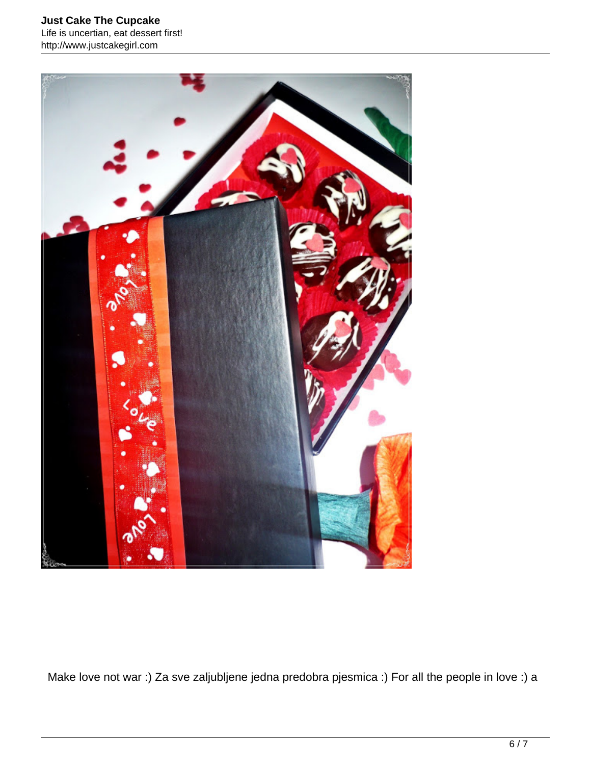Make love not war :) Za sve zaljubljene jedna predobra pjesmica :) For all the people in love :) a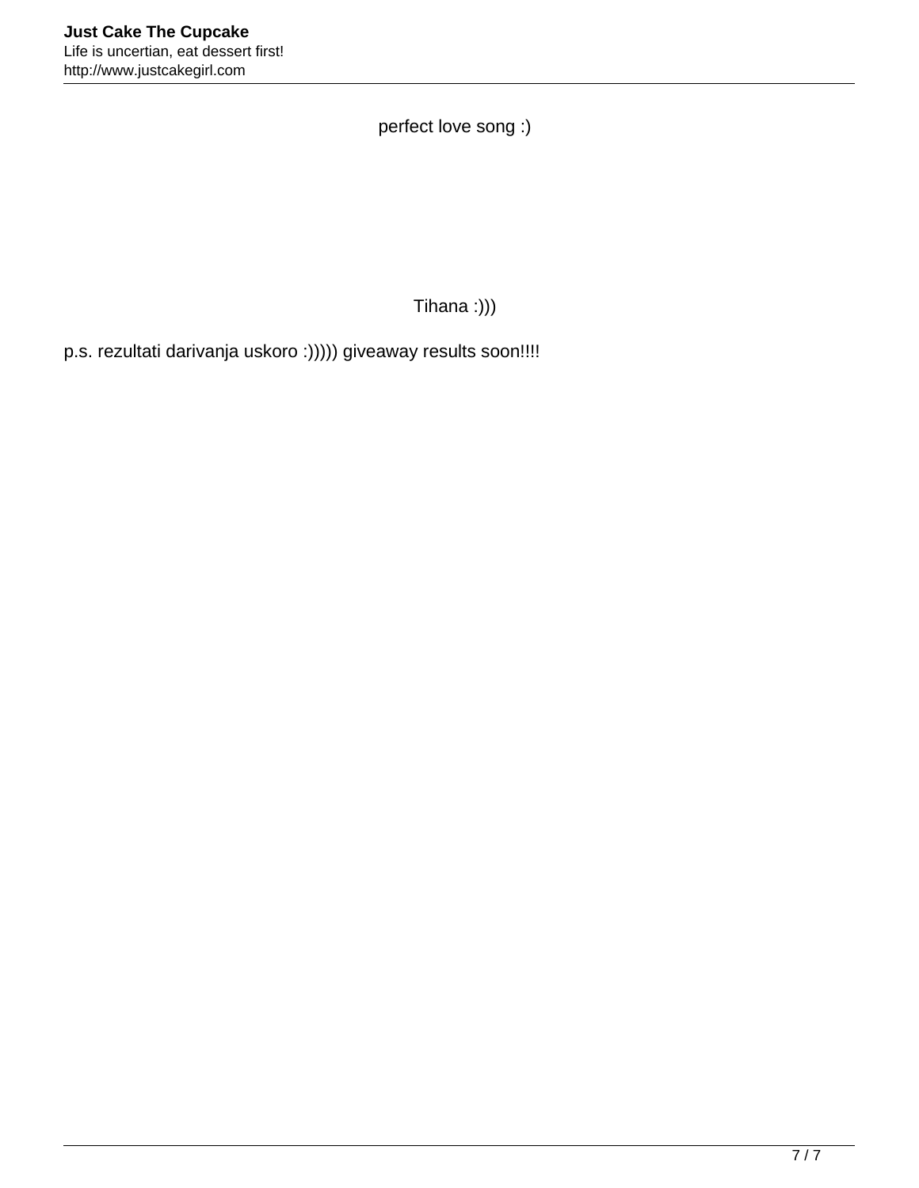perfect love song :)

Tihana :)))

p.s. rezultati darivanja uskoro :))))) giveaway results soon!!!!